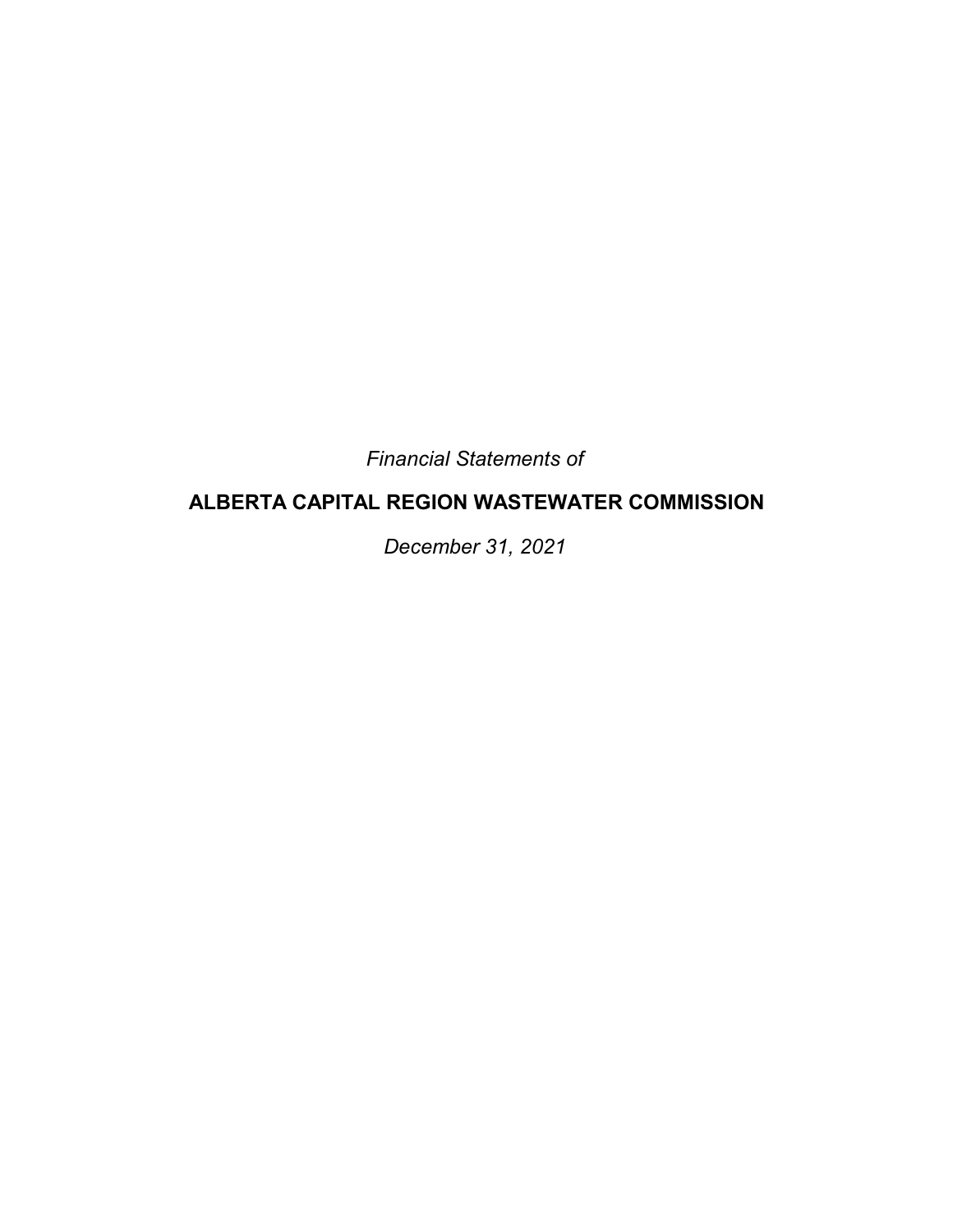*Financial Statements of*

# ALBERTA CAPITAL REGION WASTEWATER COMMISSION

*December 31, 2021*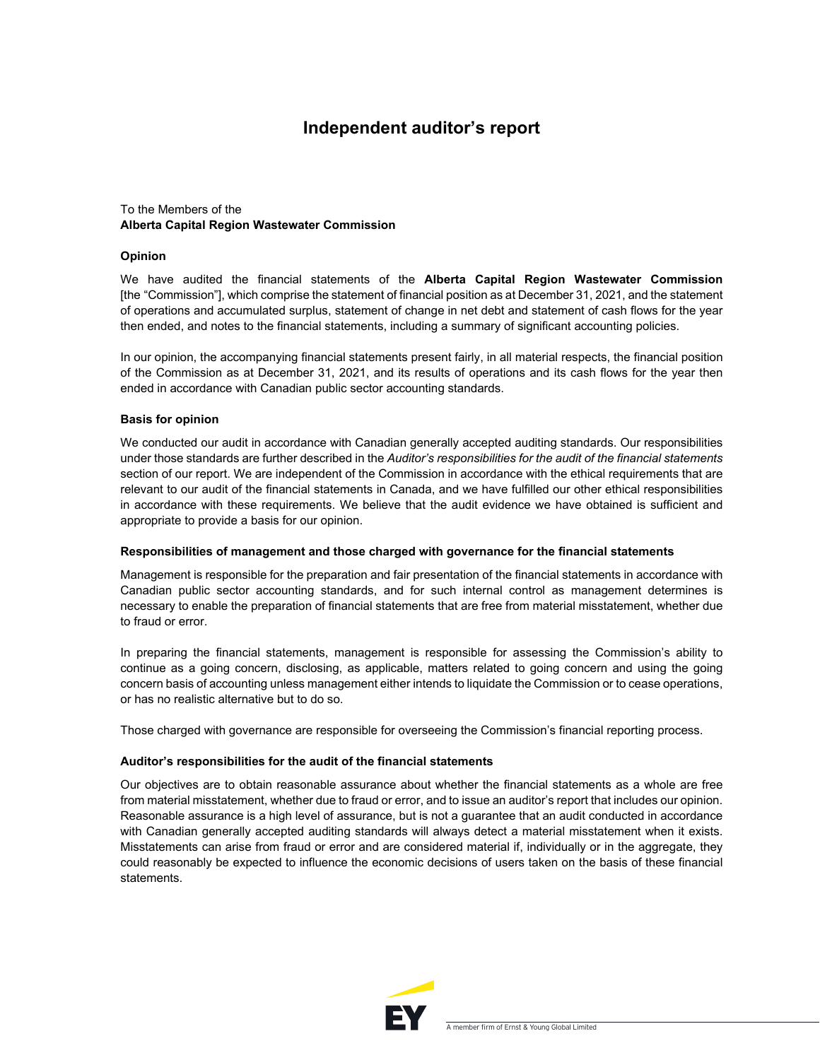# Independent auditor's report

To the Members of the
**Alberta Capital Region Wastewater Commission**

### Opinion

We have audited the financial statements of the **Alberta Capital Region Wastewater Commission** [the "Commission"], which comprise the statement of financial position as at December 31, 2021, and the statement of operations and accumulated surplus, statement of change in net debt and statement of cash flows for the year then ended, and notes to the financial statements, including a summary of significant accounting policies.

In our opinion, the accompanying financial statements present fairly, in all material respects, the financial position of the Commission as at December 31, 2021, and its results of operations and its cash flows for the year then ended in accordance with Canadian public sector accounting standards.

### Basis for opinion

We conducted our audit in accordance with Canadian generally accepted auditing standards. Our responsibilities under those standards are further described in the *Auditor's responsibilities for the audit of the financial statements* section of our report. We are independent of the Commission in accordance with the ethical requirements that are relevant to our audit of the financial statements in Canada, and we have fulfilled our other ethical responsibilities in accordance with these requirements. We believe that the audit evidence we have obtained is sufficient and appropriate to provide a basis for our opinion.

### Responsibilities of management and those charged with governance for the financial statements

Management is responsible for the preparation and fair presentation of the financial statements in accordance with Canadian public sector accounting standards, and for such internal control as management determines is necessary to enable the preparation of financial statements that are free from material misstatement, whether due to fraud or error.

In preparing the financial statements, management is responsible for assessing the Commission's ability to continue as a going concern, disclosing, as applicable, matters related to going concern and using the going concern basis of accounting unless management either intends to liquidate the Commission or to cease operations, or has no realistic alternative but to do so.

Those charged with governance are responsible for overseeing the Commission's financial reporting process.

### Auditor's responsibilities for the audit of the financial statements

Our objectives are to obtain reasonable assurance about whether the financial statements as a whole are free from material misstatement, whether due to fraud or error, and to issue an auditor's report that includes our opinion. Reasonable assurance is a high level of assurance, but is not a guarantee that an audit conducted in accordance with Canadian generally accepted auditing standards will always detect a material misstatement when it exists. Misstatements can arise from fraud or error and are considered material if, individually or in the aggregate, they could reasonably be expected to influence the economic decisions of users taken on the basis of these financial statements.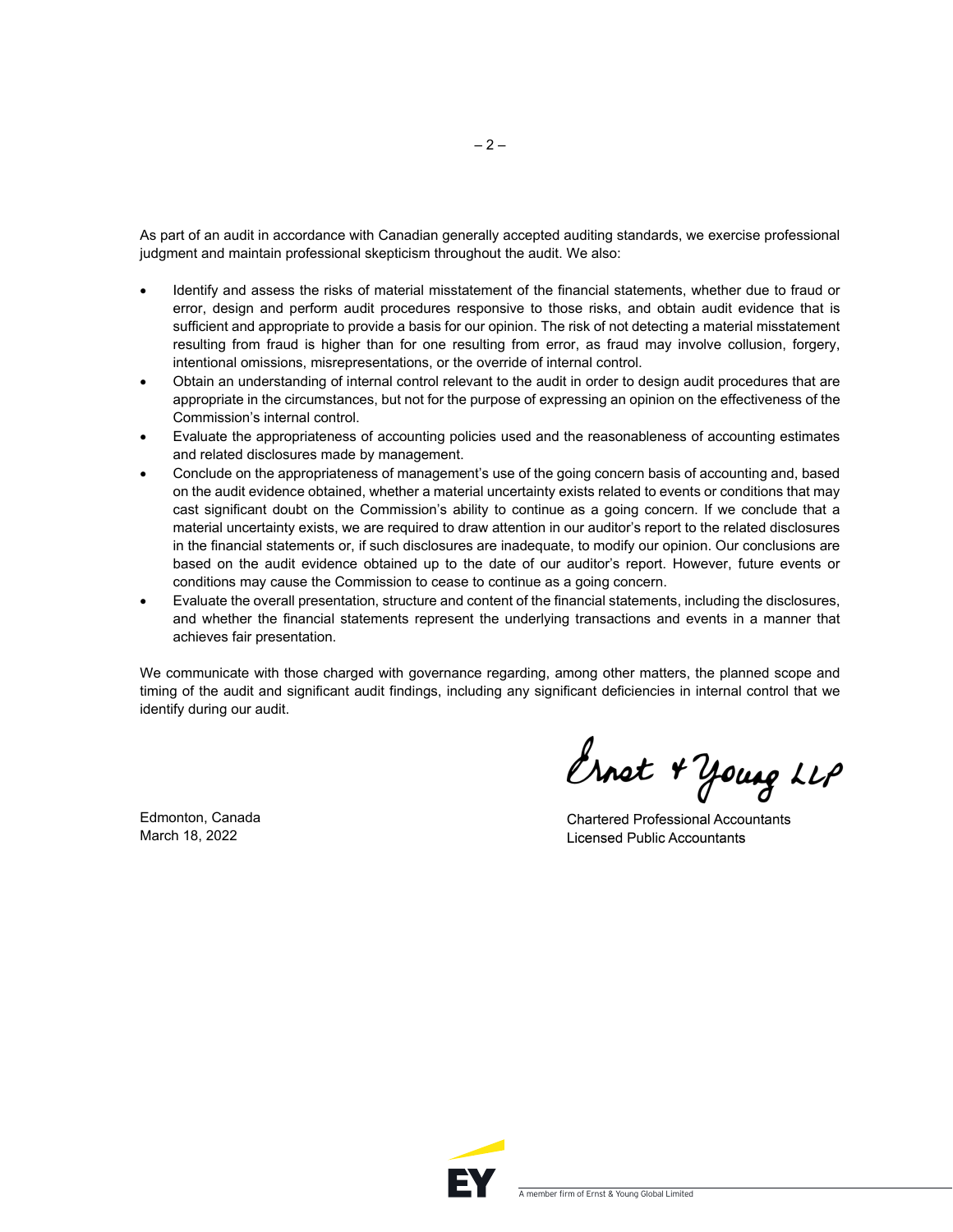As part of an audit in accordance with Canadian generally accepted auditing standards, we exercise professional judgment and maintain professional skepticism throughout the audit. We also:

- Identify and assess the risks of material misstatement of the financial statements, whether due to fraud or error, design and perform audit procedures responsive to those risks, and obtain audit evidence that is sufficient and appropriate to provide a basis for our opinion. The risk of not detecting a material misstatement resulting from fraud is higher than for one resulting from error, as fraud may involve collusion, forgery, intentional omissions, misrepresentations, or the override of internal control.
- Obtain an understanding of internal control relevant to the audit in order to design audit procedures that are appropriate in the circumstances, but not for the purpose of expressing an opinion on the effectiveness of the Commission's internal control.
- Evaluate the appropriateness of accounting policies used and the reasonableness of accounting estimates and related disclosures made by management.
- Conclude on the appropriateness of management's use of the going concern basis of accounting and, based on the audit evidence obtained, whether a material uncertainty exists related to events or conditions that may cast significant doubt on the Commission's ability to continue as a going concern. If we conclude that a material uncertainty exists, we are required to draw attention in our auditor's report to the related disclosures in the financial statements or, if such disclosures are inadequate, to modify our opinion. Our conclusions are based on the audit evidence obtained up to the date of our auditor's report. However, future events or conditions may cause the Commission to cease to continue as a going concern.
- Evaluate the overall presentation, structure and content of the financial statements, including the disclosures, and whether the financial statements represent the underlying transactions and events in a manner that achieves fair presentation.

We communicate with those charged with governance regarding, among other matters, the planned scope and timing of the audit and significant audit findings, including any significant deficiencies in internal control that we identify during our audit.

Ernst & Young LLP

Chartered Professional Accountants
Licensed Public Accountants

Edmonton, Canada
March 18, 2022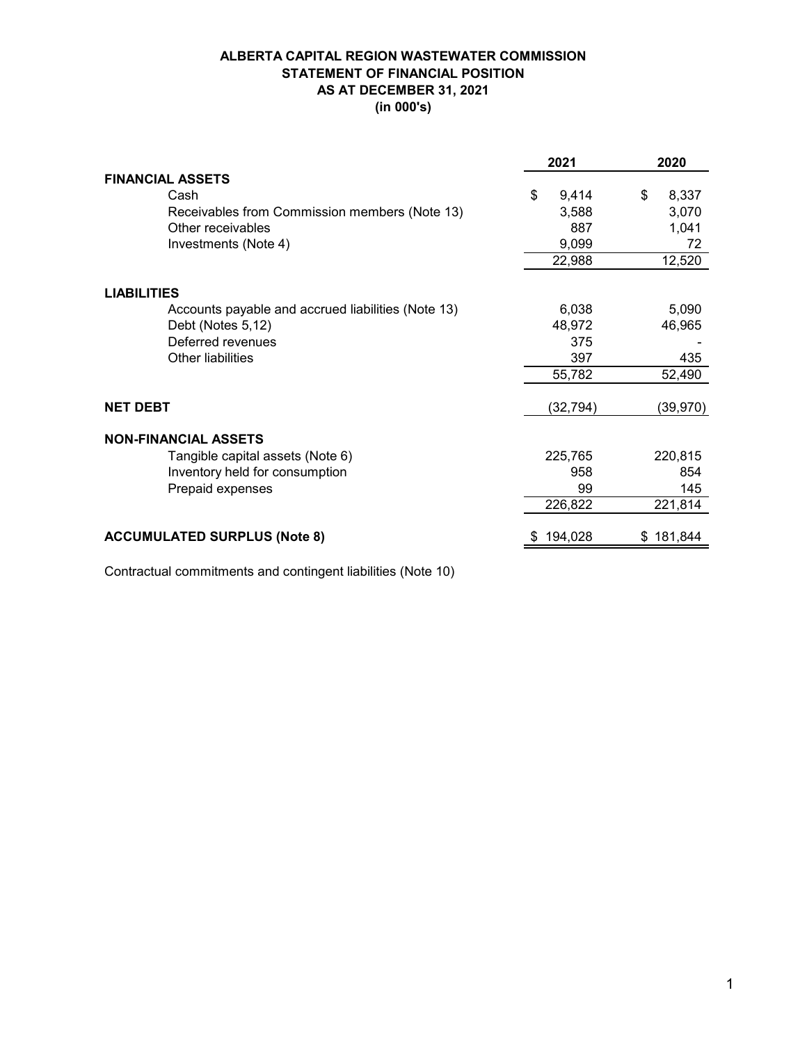# ALBERTA CAPITAL REGION WASTEWATER COMMISSION
## STATEMENT OF FINANCIAL POSITION
## AS AT DECEMBER 31, 2021
## (in 000's)

| | 2021 | 2020 |
|---|---|---|
| **FINANCIAL ASSETS** | | |
| Cash | $ 9,414 | $ 8,337 |
| Receivables from Commission members (Note 13) | 3,588 | 3,070 |
| Other receivables | 887 | 1,041 |
| Investments (Note 4) | 9,099 | 72 |
| | 22,988 | 12,520 |
| **LIABILITIES** | | |
| Accounts payable and accrued liabilities (Note 13) | 6,038 | 5,090 |
| Debt (Notes 5,12) | 48,972 | 46,965 |
| Deferred revenues | 375 | - |
| Other liabilities | 397 | 435 |
| | 55,782 | 52,490 |
| **NET DEBT** | (32,794) | (39,970) |
| **NON-FINANCIAL ASSETS** | | |
| Tangible capital assets (Note 6) | 225,765 | 220,815 |
| Inventory held for consumption | 958 | 854 |
| Prepaid expenses | 99 | 145 |
| | 226,822 | 221,814 |
| **ACCUMULATED SURPLUS (Note 8)** | $ 194,028 | $ 181,844 |

Contractual commitments and contingent liabilities (Note 10)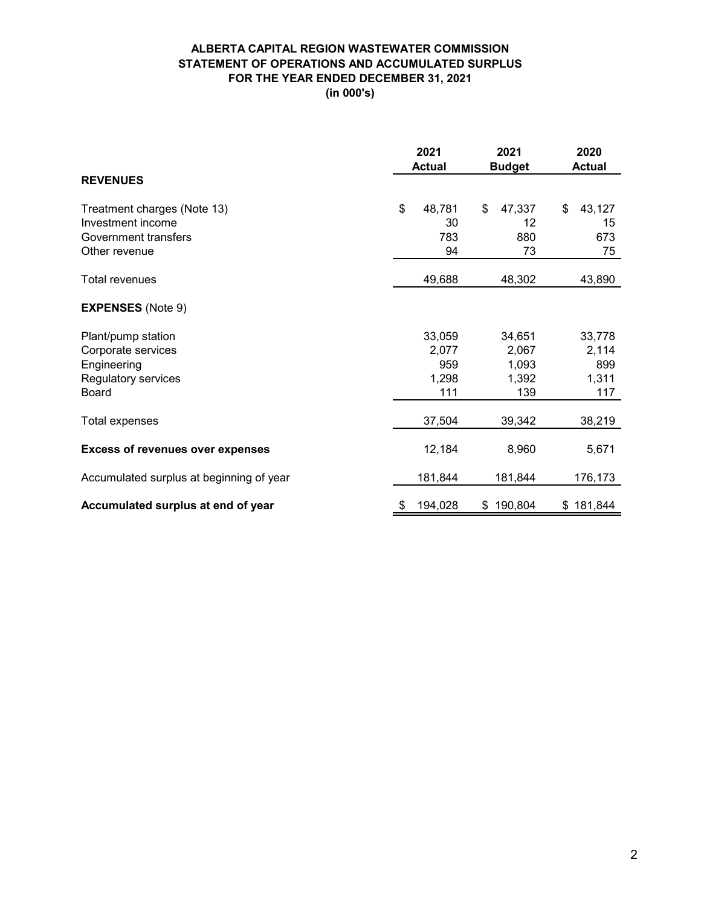# ALBERTA CAPITAL REGION WASTEWATER COMMISSION
## STATEMENT OF OPERATIONS AND ACCUMULATED SURPLUS
## FOR THE YEAR ENDED DECEMBER 31, 2021
## (in 000's)

| | 2021 Actual | 2021 Budget | 2020 Actual |
|---|---|---|---|
| **REVENUES** | | | |
| Treatment charges (Note 13) | $ 48,781 | $ 47,337 | $ 43,127 |
| Investment income | 30 | 12 | 15 |
| Government transfers | 783 | 880 | 673 |
| Other revenue | 94 | 73 | 75 |
| Total revenues | 49,688 | 48,302 | 43,890 |
| **EXPENSES** (Note 9) | | | |
| Plant/pump station | 33,059 | 34,651 | 33,778 |
| Corporate services | 2,077 | 2,067 | 2,114 |
| Engineering | 959 | 1,093 | 899 |
| Regulatory services | 1,298 | 1,392 | 1,311 |
| Board | 111 | 139 | 117 |
| Total expenses | 37,504 | 39,342 | 38,219 |
| **Excess of revenues over expenses** | 12,184 | 8,960 | 5,671 |
| Accumulated surplus at beginning of year | 181,844 | 181,844 | 176,173 |
| **Accumulated surplus at end of year** | $ 194,028 | $ 190,804 | $ 181,844 |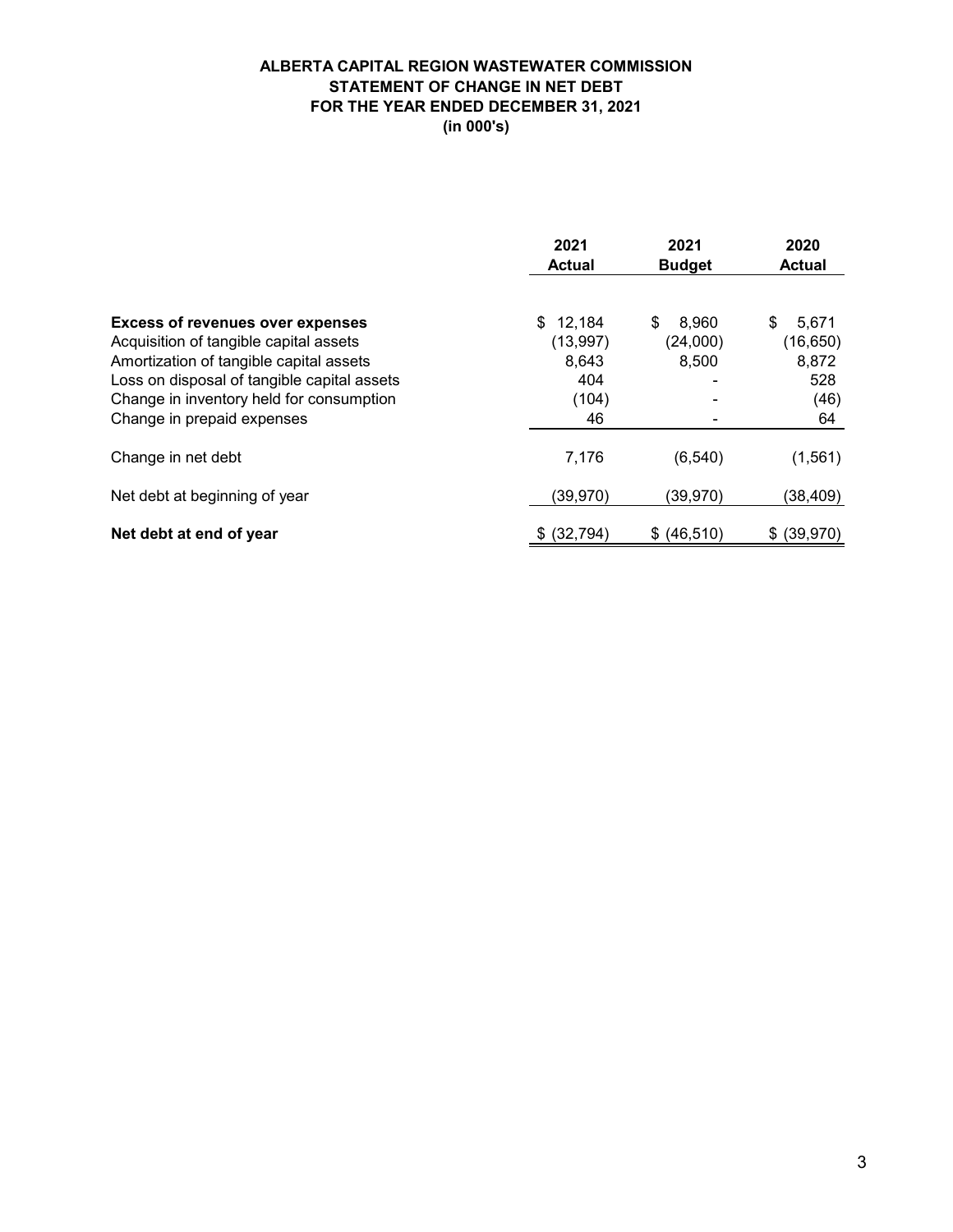# ALBERTA CAPITAL REGION WASTEWATER COMMISSION
## STATEMENT OF CHANGE IN NET DEBT
## FOR THE YEAR ENDED DECEMBER 31, 2021
## (in 000's)

| | 2021 Actual | 2021 Budget | 2020 Actual |
|---|---|---|---|
| **Excess of revenues over expenses** | $ 12,184 | $ 8,960 | $ 5,671 |
| Acquisition of tangible capital assets | (13,997) | (24,000) | (16,650) |
| Amortization of tangible capital assets | 8,643 | 8,500 | 8,872 |
| Loss on disposal of tangible capital assets | 404 | - | 528 |
| Change in inventory held for consumption | (104) | - | (46) |
| Change in prepaid expenses | 46 | - | 64 |
| Change in net debt | 7,176 | (6,540) | (1,561) |
| Net debt at beginning of year | (39,970) | (39,970) | (38,409) |
| **Net debt at end of year** | $ (32,794) | $ (46,510) | $ (39,970) |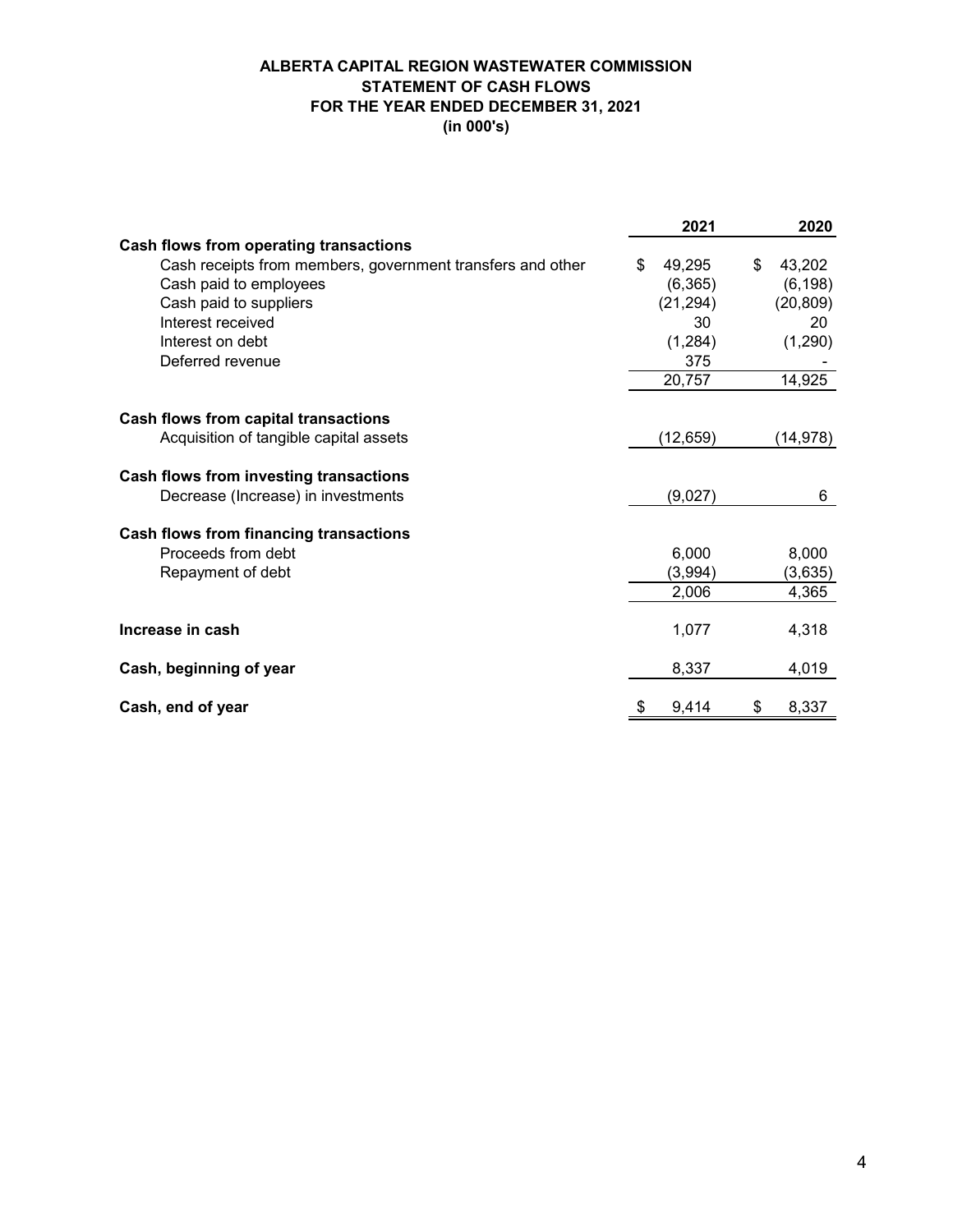# ALBERTA CAPITAL REGION WASTEWATER COMMISSION
## STATEMENT OF CASH FLOWS
## FOR THE YEAR ENDED DECEMBER 31, 2021
## (in 000's)

| | 2021 | 2020 |
|---|---|---|
| **Cash flows from operating transactions** | | |
| Cash receipts from members, government transfers and other | $ 49,295 | $ 43,202 |
| Cash paid to employees | (6,365) | (6,198) |
| Cash paid to suppliers | (21,294) | (20,809) |
| Interest received | 30 | 20 |
| Interest on debt | (1,284) | (1,290) |
| Deferred revenue | 375 | - |
| | 20,757 | 14,925 |
| **Cash flows from capital transactions** | | |
| Acquisition of tangible capital assets | (12,659) | (14,978) |
| **Cash flows from investing transactions** | | |
| Decrease (Increase) in investments | (9,027) | 6 |
| **Cash flows from financing transactions** | | |
| Proceeds from debt | 6,000 | 8,000 |
| Repayment of debt | (3,994) | (3,635) |
| | 2,006 | 4,365 |
| **Increase in cash** | 1,077 | 4,318 |
| **Cash, beginning of year** | 8,337 | 4,019 |
| **Cash, end of year** | $ 9,414 | $ 8,337 |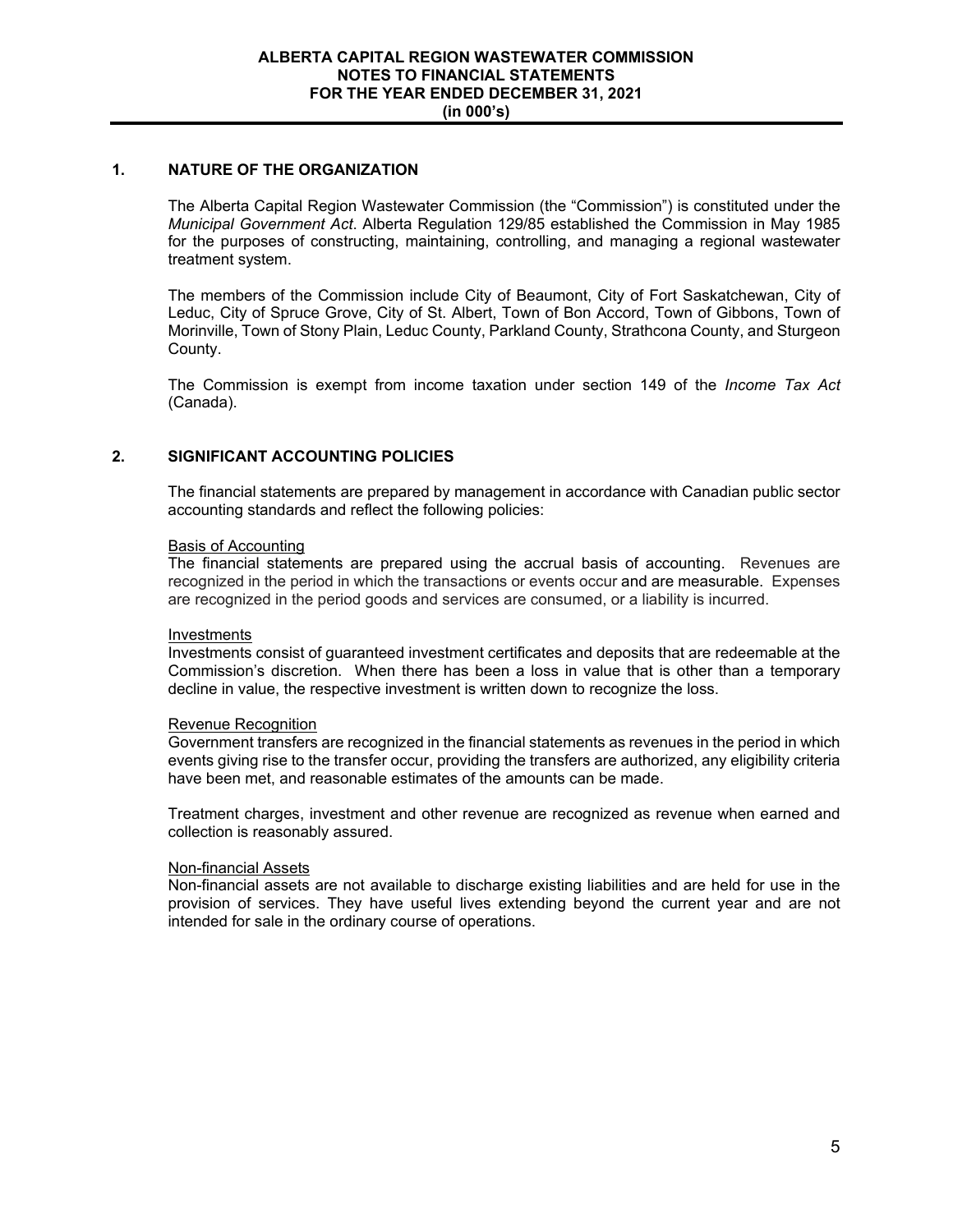## 1. NATURE OF THE ORGANIZATION

The Alberta Capital Region Wastewater Commission (the "Commission") is constituted under the *Municipal Government Act*. Alberta Regulation 129/85 established the Commission in May 1985 for the purposes of constructing, maintaining, controlling, and managing a regional wastewater treatment system.

The members of the Commission include City of Beaumont, City of Fort Saskatchewan, City of Leduc, City of Spruce Grove, City of St. Albert, Town of Bon Accord, Town of Gibbons, Town of Morinville, Town of Stony Plain, Leduc County, Parkland County, Strathcona County, and Sturgeon County.

The Commission is exempt from income taxation under section 149 of the *Income Tax Act* (Canada).

## 2. SIGNIFICANT ACCOUNTING POLICIES

The financial statements are prepared by management in accordance with Canadian public sector accounting standards and reflect the following policies:

Basis of Accounting

The financial statements are prepared using the accrual basis of accounting. Revenues are recognized in the period in which the transactions or events occur and are measurable. Expenses are recognized in the period goods and services are consumed, or a liability is incurred.

Investments

Investments consist of guaranteed investment certificates and deposits that are redeemable at the Commission's discretion. When there has been a loss in value that is other than a temporary decline in value, the respective investment is written down to recognize the loss.

Revenue Recognition

Government transfers are recognized in the financial statements as revenues in the period in which events giving rise to the transfer occur, providing the transfers are authorized, any eligibility criteria have been met, and reasonable estimates of the amounts can be made.

Treatment charges, investment and other revenue are recognized as revenue when earned and collection is reasonably assured.

Non-financial Assets

Non-financial assets are not available to discharge existing liabilities and are held for use in the provision of services. They have useful lives extending beyond the current year and are not intended for sale in the ordinary course of operations.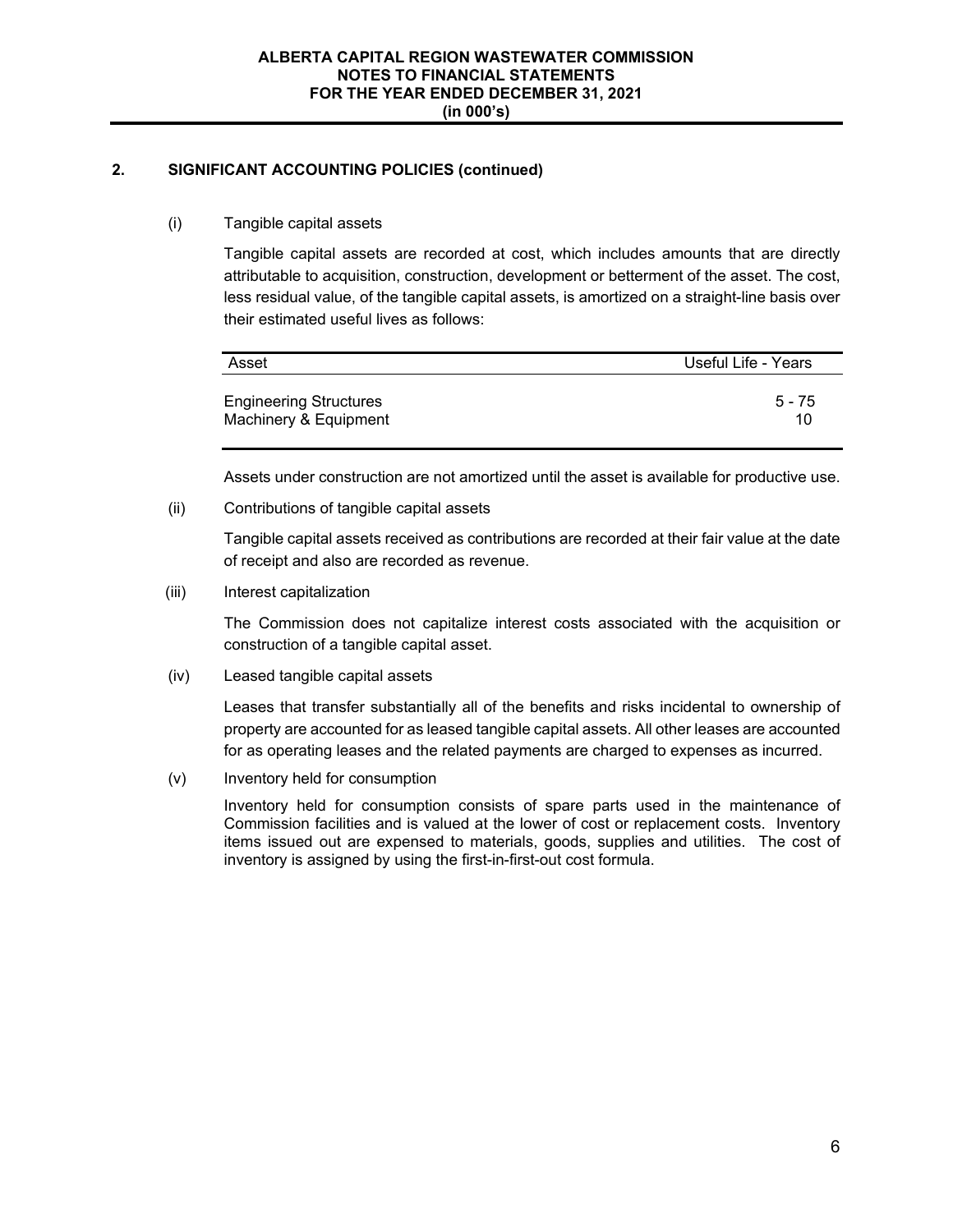## 2. SIGNIFICANT ACCOUNTING POLICIES (continued)

(i) Tangible capital assets

Tangible capital assets are recorded at cost, which includes amounts that are directly attributable to acquisition, construction, development or betterment of the asset. The cost, less residual value, of the tangible capital assets, is amortized on a straight-line basis over their estimated useful lives as follows:

| Asset | Useful Life - Years |
|---|---|
| Engineering Structures | 5 - 75 |
| Machinery & Equipment | 10 |

Assets under construction are not amortized until the asset is available for productive use.

(ii) Contributions of tangible capital assets

Tangible capital assets received as contributions are recorded at their fair value at the date of receipt and also are recorded as revenue.

(iii) Interest capitalization

The Commission does not capitalize interest costs associated with the acquisition or construction of a tangible capital asset.

(iv) Leased tangible capital assets

Leases that transfer substantially all of the benefits and risks incidental to ownership of property are accounted for as leased tangible capital assets. All other leases are accounted for as operating leases and the related payments are charged to expenses as incurred.

(v) Inventory held for consumption

Inventory held for consumption consists of spare parts used in the maintenance of Commission facilities and is valued at the lower of cost or replacement costs. Inventory items issued out are expensed to materials, goods, supplies and utilities. The cost of inventory is assigned by using the first-in-first-out cost formula.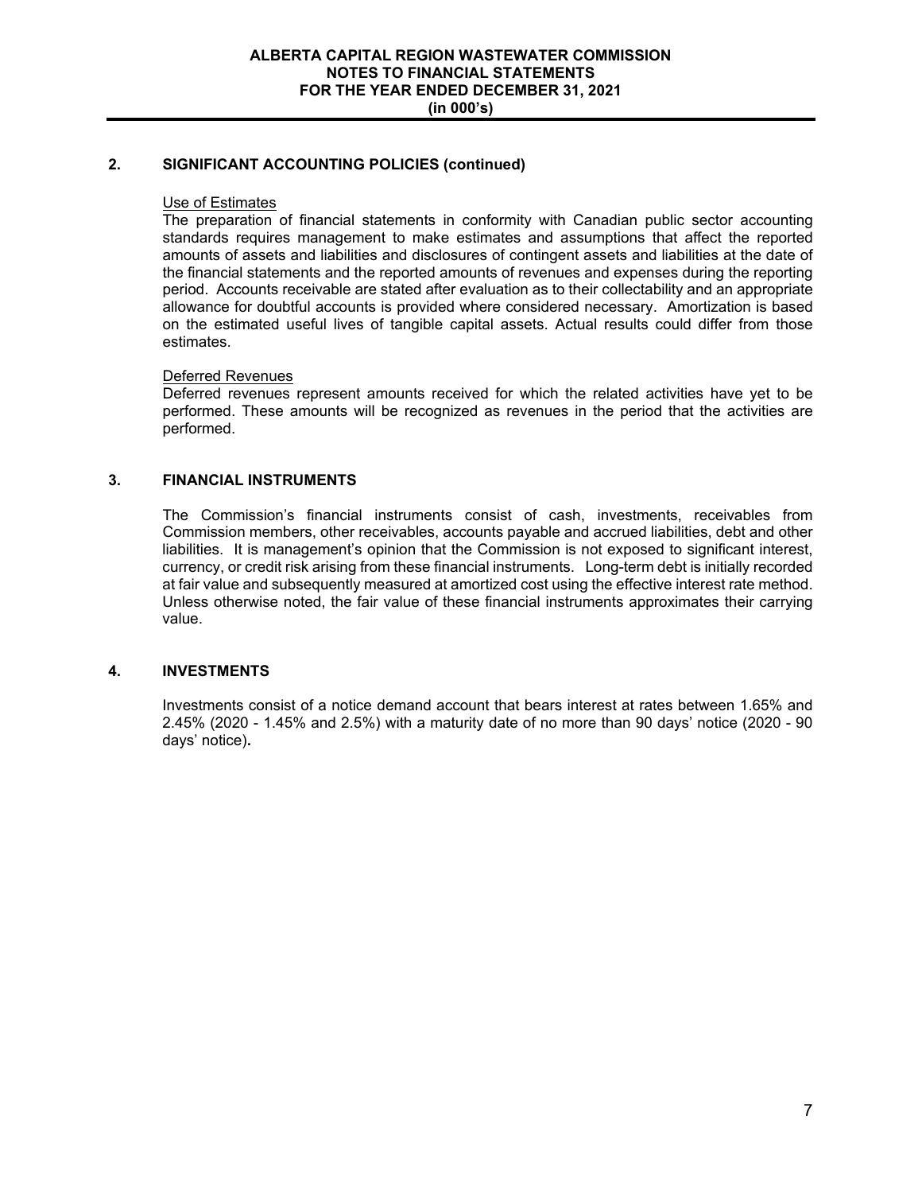## 2. SIGNIFICANT ACCOUNTING POLICIES (continued)

Use of Estimates

The preparation of financial statements in conformity with Canadian public sector accounting standards requires management to make estimates and assumptions that affect the reported amounts of assets and liabilities and disclosures of contingent assets and liabilities at the date of the financial statements and the reported amounts of revenues and expenses during the reporting period. Accounts receivable are stated after evaluation as to their collectability and an appropriate allowance for doubtful accounts is provided where considered necessary. Amortization is based on the estimated useful lives of tangible capital assets. Actual results could differ from those estimates.

Deferred Revenues

Deferred revenues represent amounts received for which the related activities have yet to be performed. These amounts will be recognized as revenues in the period that the activities are performed.

## 3. FINANCIAL INSTRUMENTS

The Commission's financial instruments consist of cash, investments, receivables from Commission members, other receivables, accounts payable and accrued liabilities, debt and other liabilities. It is management's opinion that the Commission is not exposed to significant interest, currency, or credit risk arising from these financial instruments. Long-term debt is initially recorded at fair value and subsequently measured at amortized cost using the effective interest rate method. Unless otherwise noted, the fair value of these financial instruments approximates their carrying value.

## 4. INVESTMENTS

Investments consist of a notice demand account that bears interest at rates between 1.65% and 2.45% (2020 - 1.45% and 2.5%) with a maturity date of no more than 90 days' notice (2020 - 90 days' notice).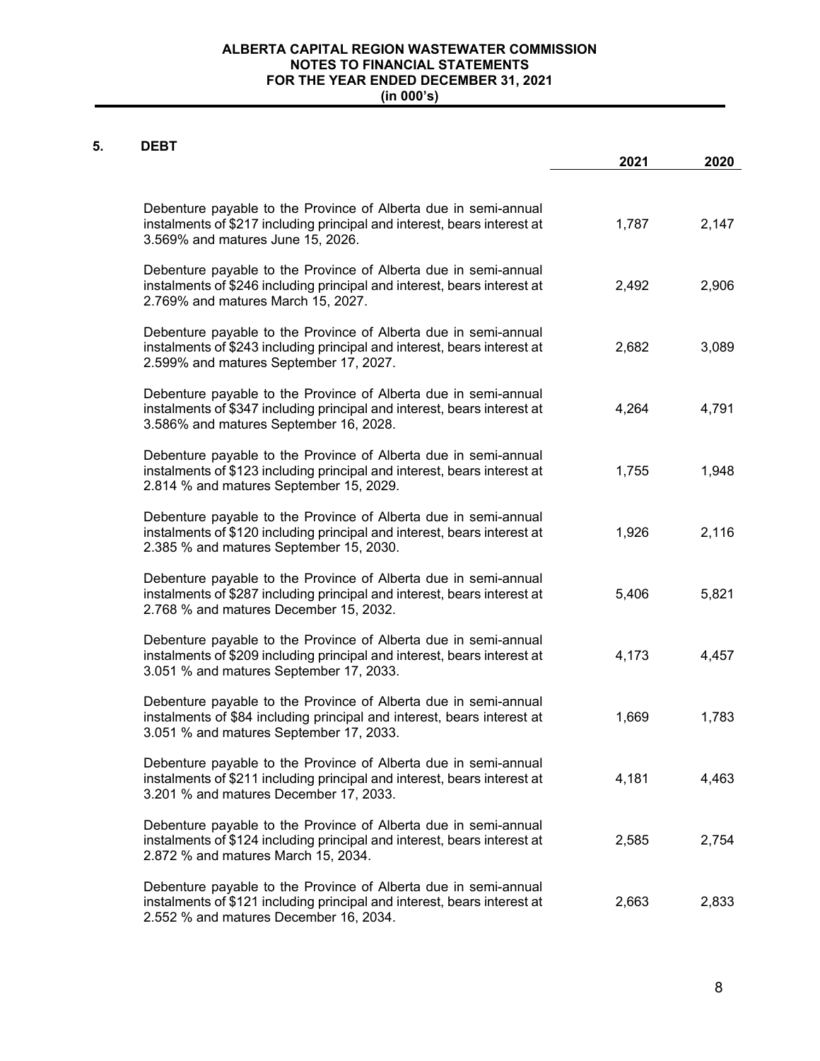**ALBERTA CAPITAL REGION WASTEWATER COMMISSION**
**NOTES TO FINANCIAL STATEMENTS**
**FOR THE YEAR ENDED DECEMBER 31, 2021**
**(in 000's)**

## 5. DEBT

| | 2021 | 2020 |
|---|---|---|
| Debenture payable to the Province of Alberta due in semi-annual instalments of $217 including principal and interest, bears interest at 3.569% and matures June 15, 2026. | 1,787 | 2,147 |
| Debenture payable to the Province of Alberta due in semi-annual instalments of $246 including principal and interest, bears interest at 2.769% and matures March 15, 2027. | 2,492 | 2,906 |
| Debenture payable to the Province of Alberta due in semi-annual instalments of $243 including principal and interest, bears interest at 2.599% and matures September 17, 2027. | 2,682 | 3,089 |
| Debenture payable to the Province of Alberta due in semi-annual instalments of $347 including principal and interest, bears interest at 3.586% and matures September 16, 2028. | 4,264 | 4,791 |
| Debenture payable to the Province of Alberta due in semi-annual instalments of $123 including principal and interest, bears interest at 2.814 % and matures September 15, 2029. | 1,755 | 1,948 |
| Debenture payable to the Province of Alberta due in semi-annual instalments of $120 including principal and interest, bears interest at 2.385 % and matures September 15, 2030. | 1,926 | 2,116 |
| Debenture payable to the Province of Alberta due in semi-annual instalments of $287 including principal and interest, bears interest at 2.768 % and matures December 15, 2032. | 5,406 | 5,821 |
| Debenture payable to the Province of Alberta due in semi-annual instalments of $209 including principal and interest, bears interest at 3.051 % and matures September 17, 2033. | 4,173 | 4,457 |
| Debenture payable to the Province of Alberta due in semi-annual instalments of $84 including principal and interest, bears interest at 3.051 % and matures September 17, 2033. | 1,669 | 1,783 |
| Debenture payable to the Province of Alberta due in semi-annual instalments of $211 including principal and interest, bears interest at 3.201 % and matures December 17, 2033. | 4,181 | 4,463 |
| Debenture payable to the Province of Alberta due in semi-annual instalments of $124 including principal and interest, bears interest at 2.872 % and matures March 15, 2034. | 2,585 | 2,754 |
| Debenture payable to the Province of Alberta due in semi-annual instalments of $121 including principal and interest, bears interest at 2.552 % and matures December 16, 2034. | 2,663 | 2,833 |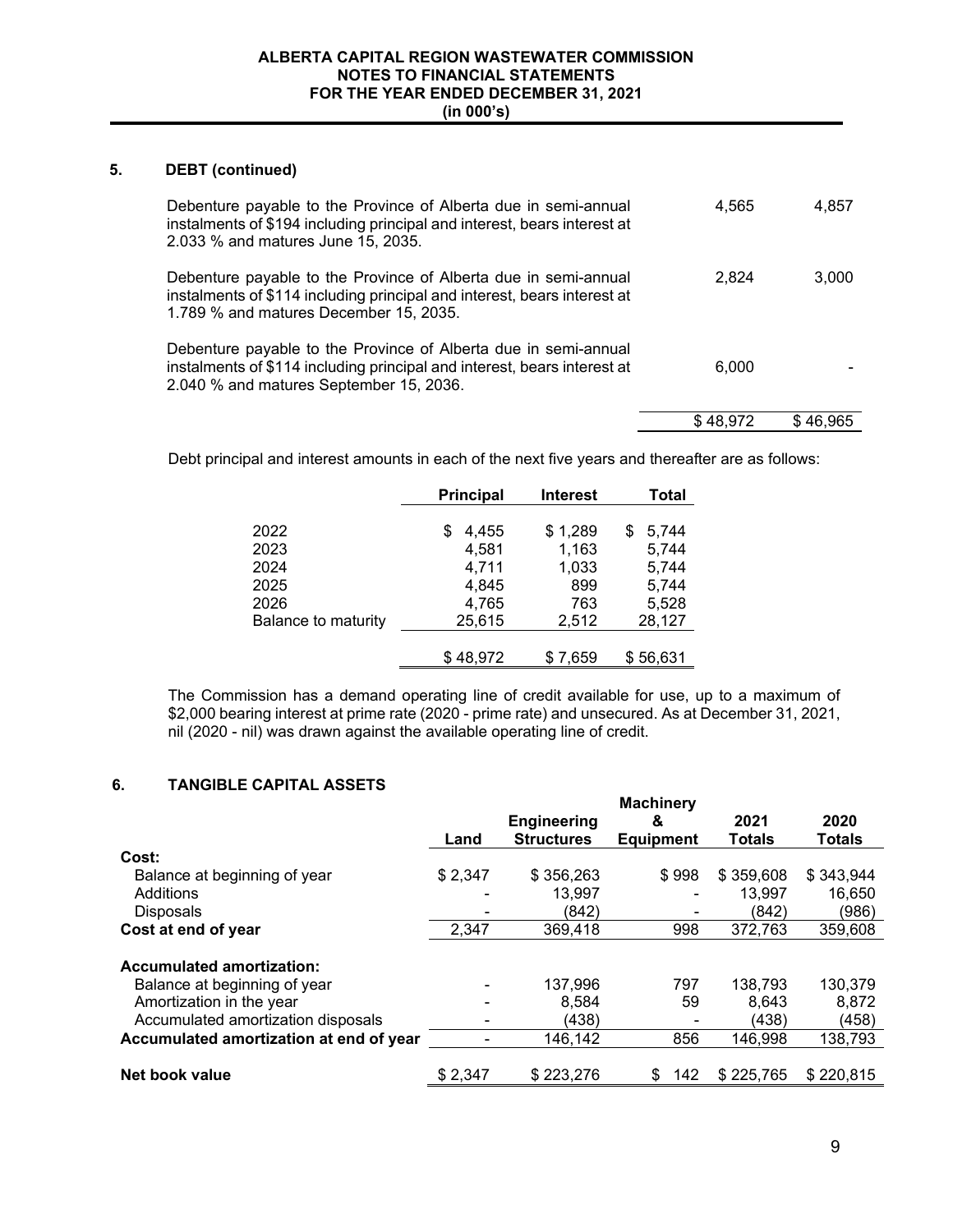## 5. DEBT (continued)

| | | |
|---|---|---|
| Debenture payable to the Province of Alberta due in semi-annual instalments of $194 including principal and interest, bears interest at 2.033 % and matures June 15, 2035. | 4,565 | 4,857 |
| Debenture payable to the Province of Alberta due in semi-annual instalments of $114 including principal and interest, bears interest at 1.789 % and matures December 15, 2035. | 2,824 | 3,000 |
| Debenture payable to the Province of Alberta due in semi-annual instalments of $114 including principal and interest, bears interest at 2.040 % and matures September 15, 2036. | 6,000 | - |
| | $ 48,972 | $ 46,965 |

Debt principal and interest amounts in each of the next five years and thereafter are as follows:

| | Principal | Interest | Total |
|---|---|---|---|
| 2022 | $ 4,455 | $ 1,289 | $ 5,744 |
| 2023 | 4,581 | 1,163 | 5,744 |
| 2024 | 4,711 | 1,033 | 5,744 |
| 2025 | 4,845 | 899 | 5,744 |
| 2026 | 4,765 | 763 | 5,528 |
| Balance to maturity | 25,615 | 2,512 | 28,127 |
| | $ 48,972 | $ 7,659 | $ 56,631 |

The Commission has a demand operating line of credit available for use, up to a maximum of $2,000 bearing interest at prime rate (2020 - prime rate) and unsecured. As at December 31, 2021, nil (2020 - nil) was drawn against the available operating line of credit.

## 6. TANGIBLE CAPITAL ASSETS

| | Land | Engineering Structures | Machinery & Equipment | 2021 Totals | 2020 Totals |
|---|---|---|---|---|---|
| **Cost:** | | | | | |
| Balance at beginning of year | $ 2,347 | $ 356,263 | $ 998 | $ 359,608 | $ 343,944 |
| Additions | - | 13,997 | - | 13,997 | 16,650 |
| Disposals | - | (842) | - | (842) | (986) |
| **Cost at end of year** | 2,347 | 369,418 | 998 | 372,763 | 359,608 |
| **Accumulated amortization:** | | | | | |
| Balance at beginning of year | - | 137,996 | 797 | 138,793 | 130,379 |
| Amortization in the year | - | 8,584 | 59 | 8,643 | 8,872 |
| Accumulated amortization disposals | - | (438) | - | (438) | (458) |
| **Accumulated amortization at end of year** | - | 146,142 | 856 | 146,998 | 138,793 |
| **Net book value** | $ 2,347 | $ 223,276 | $ 142 | $ 225,765 | $ 220,815 |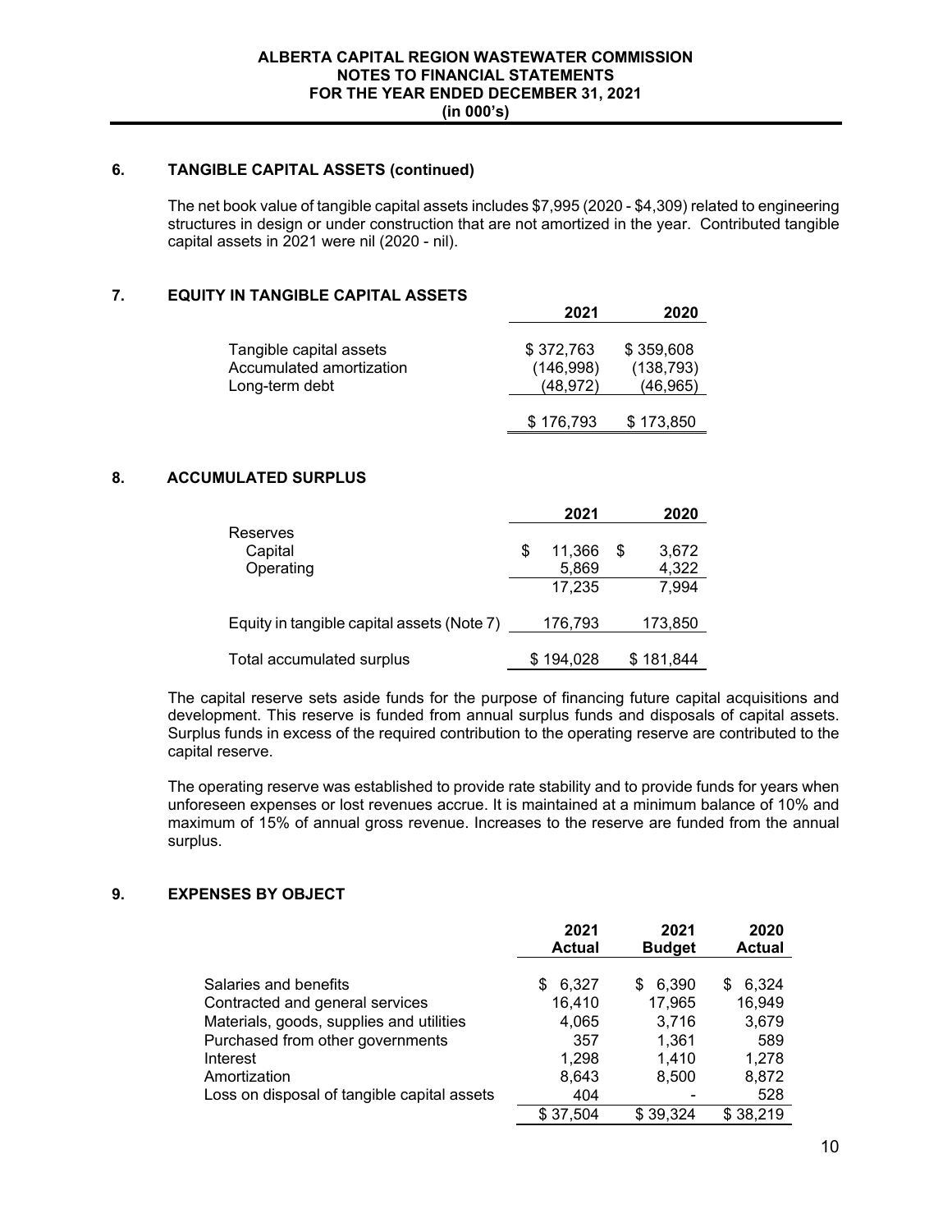## 6. TANGIBLE CAPITAL ASSETS (continued)

The net book value of tangible capital assets includes $7,995 (2020 - $4,309) related to engineering structures in design or under construction that are not amortized in the year. Contributed tangible capital assets in 2021 were nil (2020 - nil).

## 7. EQUITY IN TANGIBLE CAPITAL ASSETS

| | 2021 | 2020 |
|---|---|---|
| Tangible capital assets | $ 372,763 | $ 359,608 |
| Accumulated amortization | (146,998) | (138,793) |
| Long-term debt | (48,972) | (46,965) |
| | $ 176,793 | $ 173,850 |

## 8. ACCUMULATED SURPLUS

| | 2021 | 2020 |
|---|---|---|
| Reserves | | |
| Capital | $ 11,366 | $ 3,672 |
| Operating | 5,869 | 4,322 |
| | 17,235 | 7,994 |
| Equity in tangible capital assets (Note 7) | 176,793 | 173,850 |
| Total accumulated surplus | $ 194,028 | $ 181,844 |

The capital reserve sets aside funds for the purpose of financing future capital acquisitions and development. This reserve is funded from annual surplus funds and disposals of capital assets. Surplus funds in excess of the required contribution to the operating reserve are contributed to the capital reserve.

The operating reserve was established to provide rate stability and to provide funds for years when unforeseen expenses or lost revenues accrue. It is maintained at a minimum balance of 10% and maximum of 15% of annual gross revenue. Increases to the reserve are funded from the annual surplus.

## 9. EXPENSES BY OBJECT

| | 2021 Actual | 2021 Budget | 2020 Actual |
|---|---|---|---|
| Salaries and benefits | $ 6,327 | $ 6,390 | $ 6,324 |
| Contracted and general services | 16,410 | 17,965 | 16,949 |
| Materials, goods, supplies and utilities | 4,065 | 3,716 | 3,679 |
| Purchased from other governments | 357 | 1,361 | 589 |
| Interest | 1,298 | 1,410 | 1,278 |
| Amortization | 8,643 | 8,500 | 8,872 |
| Loss on disposal of tangible capital assets | 404 | - | 528 |
| | $ 37,504 | $ 39,324 | $ 38,219 |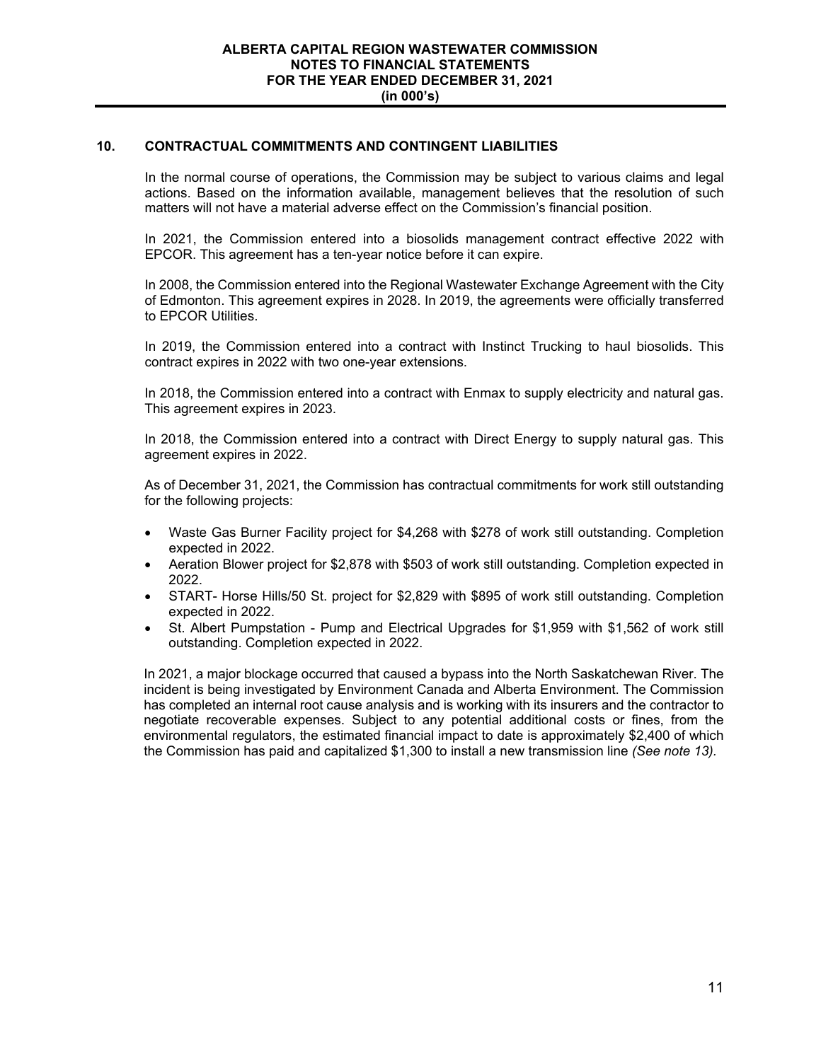## 10. CONTRACTUAL COMMITMENTS AND CONTINGENT LIABILITIES

In the normal course of operations, the Commission may be subject to various claims and legal actions. Based on the information available, management believes that the resolution of such matters will not have a material adverse effect on the Commission's financial position.

In 2021, the Commission entered into a biosolids management contract effective 2022 with EPCOR. This agreement has a ten-year notice before it can expire.

In 2008, the Commission entered into the Regional Wastewater Exchange Agreement with the City of Edmonton. This agreement expires in 2028. In 2019, the agreements were officially transferred to EPCOR Utilities.

In 2019, the Commission entered into a contract with Instinct Trucking to haul biosolids. This contract expires in 2022 with two one-year extensions.

In 2018, the Commission entered into a contract with Enmax to supply electricity and natural gas. This agreement expires in 2023.

In 2018, the Commission entered into a contract with Direct Energy to supply natural gas. This agreement expires in 2022.

As of December 31, 2021, the Commission has contractual commitments for work still outstanding for the following projects:

- Waste Gas Burner Facility project for $4,268 with $278 of work still outstanding. Completion expected in 2022.
- Aeration Blower project for $2,878 with $503 of work still outstanding. Completion expected in 2022.
- START- Horse Hills/50 St. project for $2,829 with $895 of work still outstanding. Completion expected in 2022.
- St. Albert Pumpstation - Pump and Electrical Upgrades for $1,959 with $1,562 of work still outstanding. Completion expected in 2022.

In 2021, a major blockage occurred that caused a bypass into the North Saskatchewan River. The incident is being investigated by Environment Canada and Alberta Environment. The Commission has completed an internal root cause analysis and is working with its insurers and the contractor to negotiate recoverable expenses. Subject to any potential additional costs or fines, from the environmental regulators, the estimated financial impact to date is approximately $2,400 of which the Commission has paid and capitalized $1,300 to install a new transmission line *(See note 13).*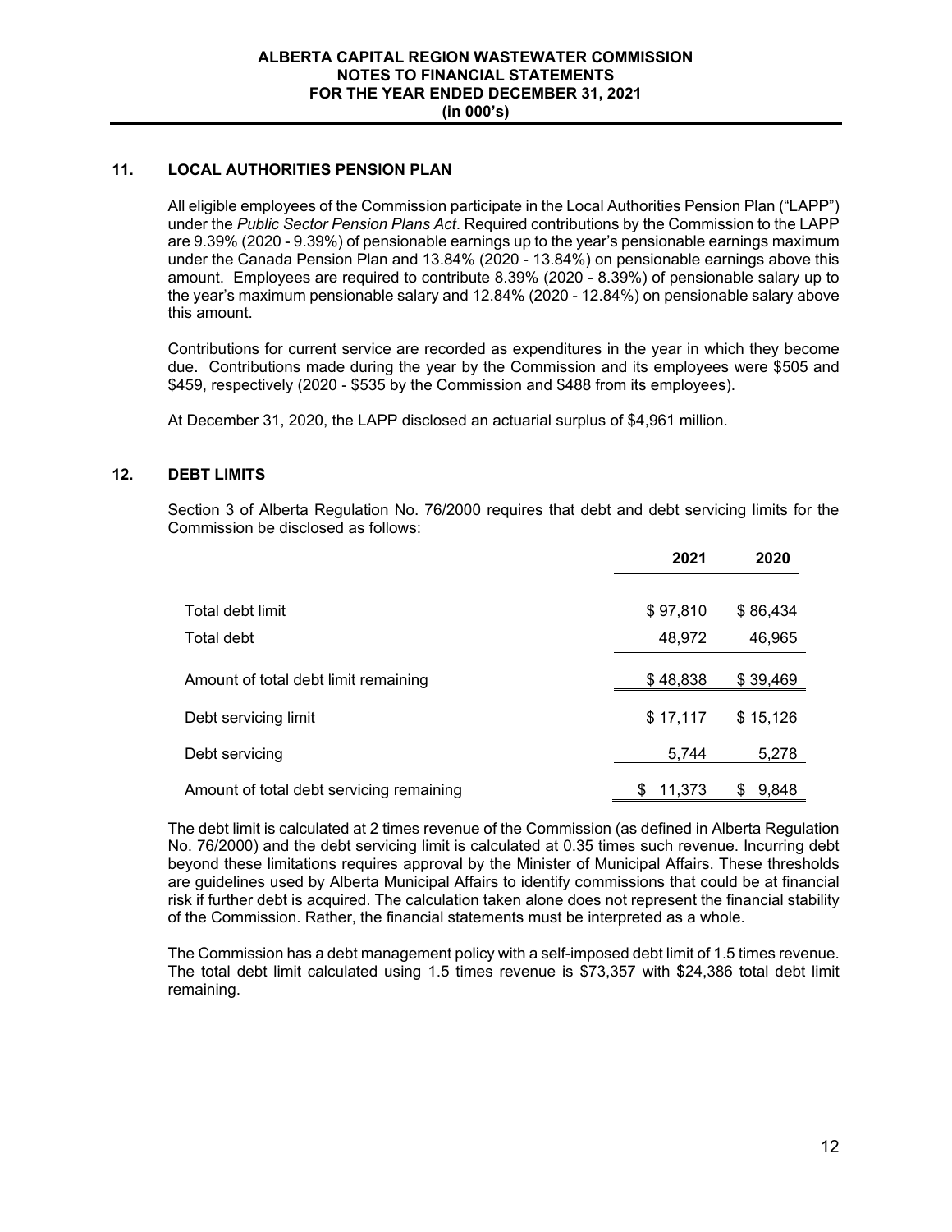## 11. LOCAL AUTHORITIES PENSION PLAN

All eligible employees of the Commission participate in the Local Authorities Pension Plan ("LAPP") under the *Public Sector Pension Plans Act*. Required contributions by the Commission to the LAPP are 9.39% (2020 - 9.39%) of pensionable earnings up to the year's pensionable earnings maximum under the Canada Pension Plan and 13.84% (2020 - 13.84%) on pensionable earnings above this amount. Employees are required to contribute 8.39% (2020 - 8.39%) of pensionable salary up to the year's maximum pensionable salary and 12.84% (2020 - 12.84%) on pensionable salary above this amount.

Contributions for current service are recorded as expenditures in the year in which they become due. Contributions made during the year by the Commission and its employees were $505 and $459, respectively (2020 - $535 by the Commission and $488 from its employees).

At December 31, 2020, the LAPP disclosed an actuarial surplus of $4,961 million.

## 12. DEBT LIMITS

Section 3 of Alberta Regulation No. 76/2000 requires that debt and debt servicing limits for the Commission be disclosed as follows:

| | 2021 | 2020 |
|---|---|---|
| Total debt limit | $ 97,810 | $ 86,434 |
| Total debt | 48,972 | 46,965 |
| Amount of total debt limit remaining | $ 48,838 | $ 39,469 |
| Debt servicing limit | $ 17,117 | $ 15,126 |
| Debt servicing | 5,744 | 5,278 |
| Amount of total debt servicing remaining | $ 11,373 | $ 9,848 |

The debt limit is calculated at 2 times revenue of the Commission (as defined in Alberta Regulation No. 76/2000) and the debt servicing limit is calculated at 0.35 times such revenue. Incurring debt beyond these limitations requires approval by the Minister of Municipal Affairs. These thresholds are guidelines used by Alberta Municipal Affairs to identify commissions that could be at financial risk if further debt is acquired. The calculation taken alone does not represent the financial stability of the Commission. Rather, the financial statements must be interpreted as a whole.

The Commission has a debt management policy with a self-imposed debt limit of 1.5 times revenue. The total debt limit calculated using 1.5 times revenue is $73,357 with $24,386 total debt limit remaining.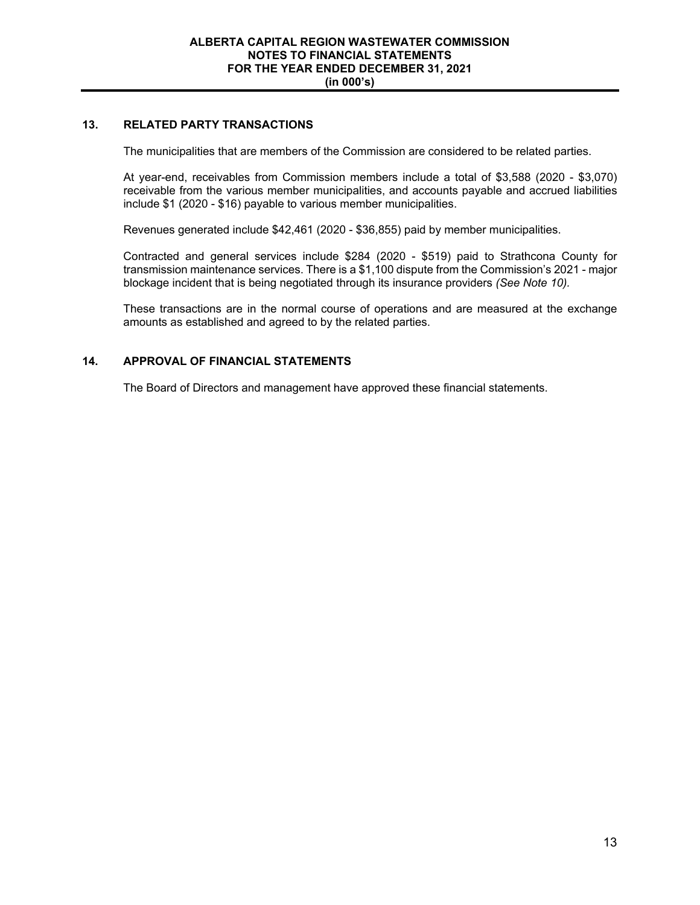## 13. RELATED PARTY TRANSACTIONS

The municipalities that are members of the Commission are considered to be related parties.

At year-end, receivables from Commission members include a total of $3,588 (2020 - $3,070) receivable from the various member municipalities, and accounts payable and accrued liabilities include $1 (2020 - $16) payable to various member municipalities.

Revenues generated include $42,461 (2020 - $36,855) paid by member municipalities.

Contracted and general services include $284 (2020 - $519) paid to Strathcona County for transmission maintenance services. There is a $1,100 dispute from the Commission's 2021 - major blockage incident that is being negotiated through its insurance providers *(See Note 10).*

These transactions are in the normal course of operations and are measured at the exchange amounts as established and agreed to by the related parties.

## 14. APPROVAL OF FINANCIAL STATEMENTS

The Board of Directors and management have approved these financial statements.